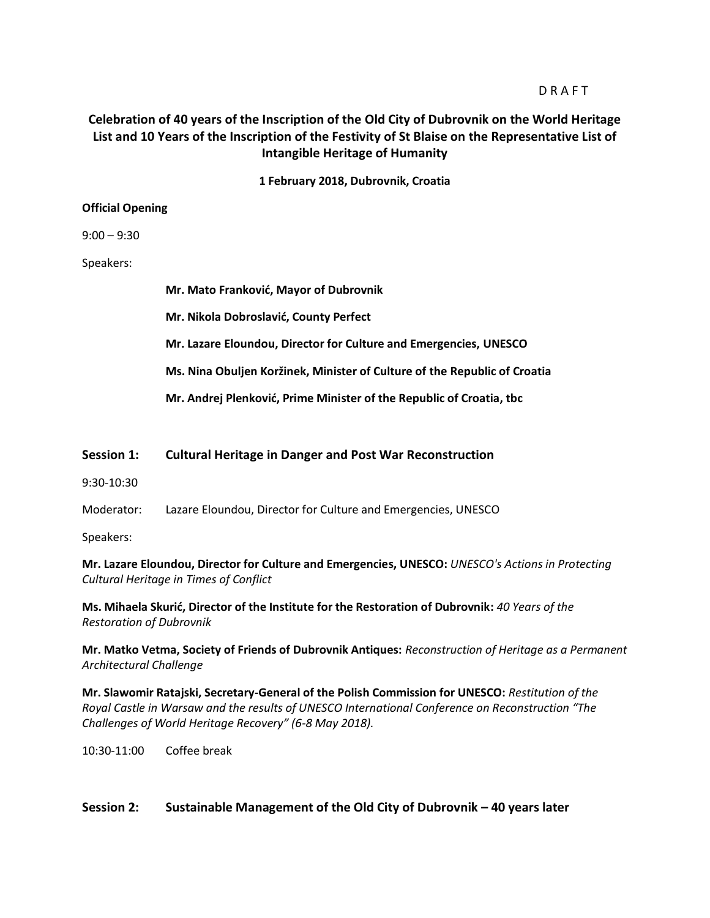D R A F T

# Celebration of 40 years of the Inscription of the Old City of Dubrovnik on the World Heritage List and 10 Years of the Inscription of the Festivity of St Blaise on the Representative List of Intangible Heritage of Humanity

**1 February 2018, Dubrovnik, Croatia**

**Official Opening**

9:00 – 9:30

Speakers:

**Mr. Mato Franković, Mayor of Dubrovnik**

**Mr. Nikola Dobroslavić, County Perfect**

**Mr. Lazare Eloundou, Director for Culture and Emergencies, UNESCO**

**Ms. Nina Obuljen Koržinek, Minister of Culture of the Republic of Croatia**

**Mr. Andrej Plenković, Prime Minister of the Republic of Croatia, tbc**

## Session 1: Cultural Heritage in Danger and Post War Reconstruction

9:30-10:30

Moderator: Lazare Eloundou, Director for Culture and Emergencies, UNESCO

Speakers:

**Mr. Lazare Eloundou, Director for Culture and Emergencies, UNESCO:** *UNESCO's Actions in Protecting Cultural Heritage in Times of Conflict*

**Ms. Mihaela Skurić, Director of the Institute for the Restoration of Dubrovnik:** *40 Years of the Restoration of Dubrovnik*

**Mr. Matko Vetma, Society of Friends of Dubrovnik Antiques:** *Reconstruction of Heritage as a Permanent Architectural Challenge*

**Mr. Slawomir Ratajski, Secretary-General of the Polish Commission for UNESCO:** *Restitution of the Royal Castle in Warsaw and the results of UNESCO International Conference on Reconstruction "The Challenges of World Heritage Recovery" (6-8 May 2018).*

10:30-11:00 Coffee break

## Session 2: Sustainable Management of the Old City of Dubrovnik – 40 years later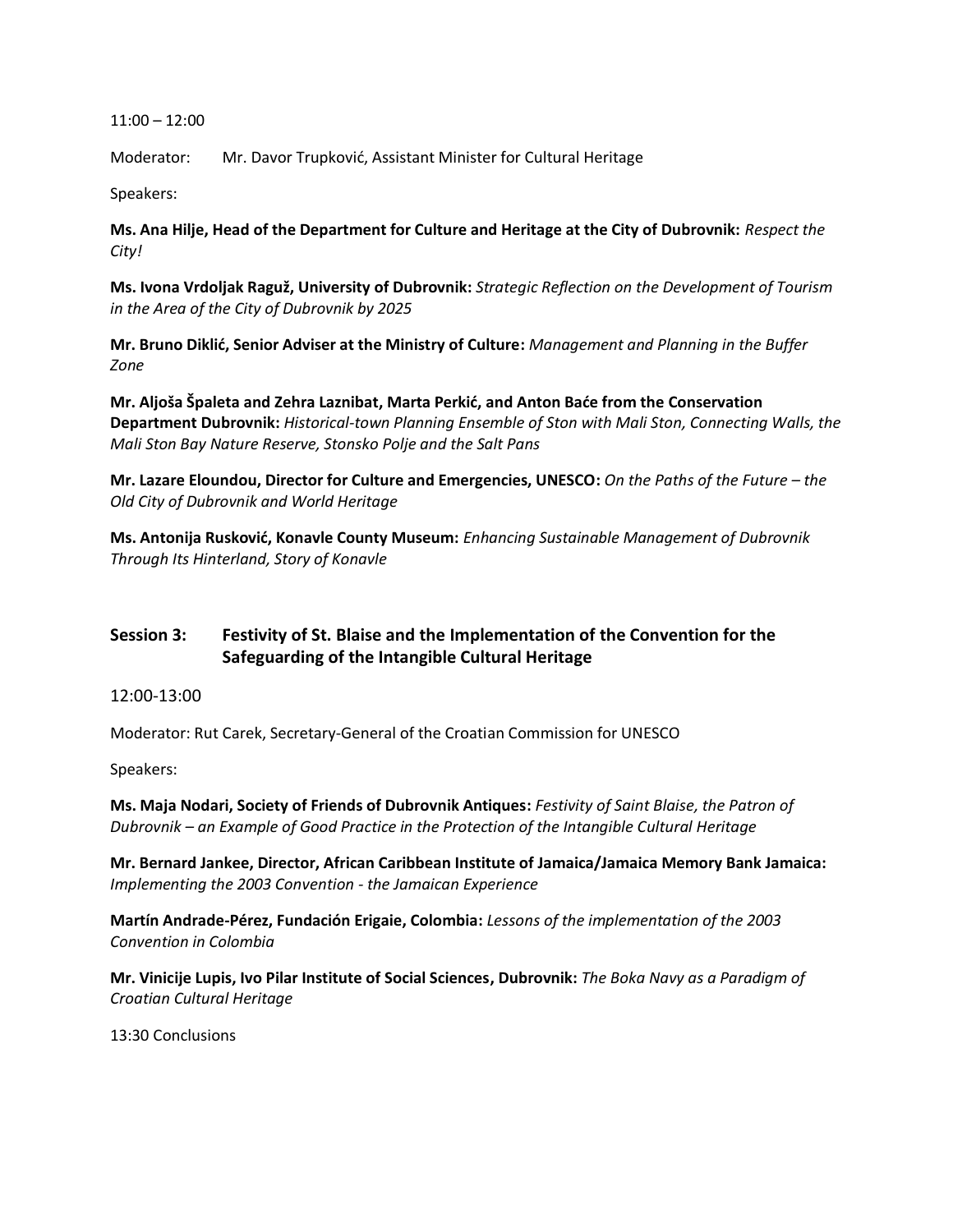11:00 – 12:00

Moderator: Mr. Davor Trupković, Assistant Minister for Cultural Heritage

Speakers:

**Ms. Ana Hilje, Head of the Department for Culture and Heritage at the City of Dubrovnik:** *Respect the City!*

**Ms. Ivona Vrdoljak Raguž, University of Dubrovnik:** *Strategic Reflection on the Development of Tourism in the Area of the City of Dubrovnik by 2025*

**Mr. Bruno Diklić, Senior Adviser at the Ministry of Culture:** *Management and Planning in the Buffer Zone*

**Mr. Aljoša Špaleta and Zehra Laznibat, Marta Perkić, and Anton Baće from the Conservation Department Dubrovnik:** *Historical-town Planning Ensemble of Ston with Mali Ston, Connecting Walls, the Mali Ston Bay Nature Reserve, Stonsko Polje and the Salt Pans*

**Mr. Lazare Eloundou, Director for Culture and Emergencies, UNESCO:** *On the Paths of the Future – the Old City of Dubrovnik and World Heritage*

**Ms. Antonija Rusković, Konavle County Museum:** *Enhancing Sustainable Management of Dubrovnik Through Its Hinterland, Story of Konavle*

## Session 3: Festivity of St. Blaise and the Implementation of the Convention for the Safeguarding of the Intangible Cultural Heritage

12:00-13:00

Moderator: Rut Carek, Secretary-General of the Croatian Commission for UNESCO

Speakers:

**Ms. Maja Nodari, Society of Friends of Dubrovnik Antiques:** *Festivity of Saint Blaise, the Patron of Dubrovnik – an Example of Good Practice in the Protection of the Intangible Cultural Heritage*

**Mr. Bernard Jankee, Director, African Caribbean Institute of Jamaica/Jamaica Memory Bank Jamaica:** *Implementing the 2003 Convention - the Jamaican Experience*

**Martín Andrade-Pérez, Fundación Erigaie, Colombia:** *Lessons of the implementation of the 2003 Convention in Colombia*

**Mr. Vinicije Lupis, Ivo Pilar Institute of Social Sciences, Dubrovnik:** *The Boka Navy as a Paradigm of Croatian Cultural Heritage*

13:30 Conclusions